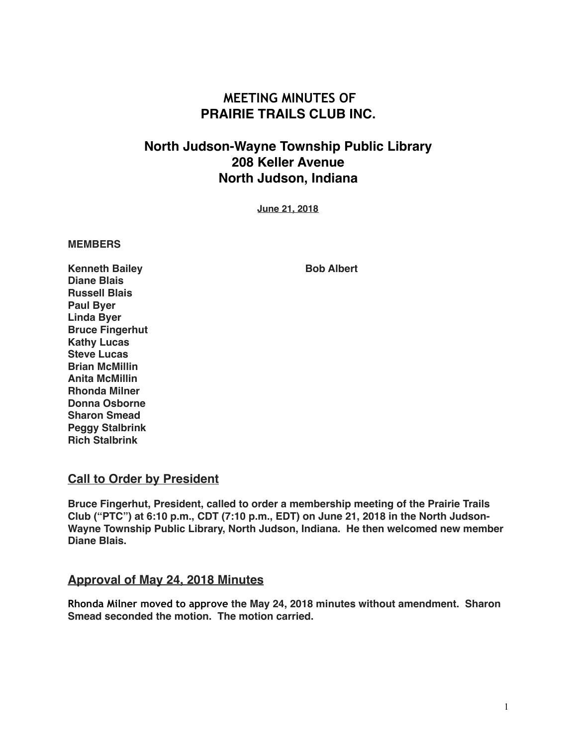# MEETING MINUTES OF
# PRAIRIE TRAILS CLUB INC.

## North Judson-Wayne Township Public Library
## 208 Keller Avenue
## North Judson, Indiana

**June 21, 2018**

**MEMBERS**

**Kenneth Bailey**
**Diane Blais**
**Russell Blais**
**Paul Byer**
**Linda Byer**
**Bruce Fingerhut**
**Kathy Lucas**
**Steve Lucas**
**Brian McMillin**
**Anita McMillin**
**Rhonda Milner**
**Donna Osborne**
**Sharon Smead**
**Peggy Stalbrink**
**Rich Stalbrink**

**Bob Albert**

## Call to Order by President

**Bruce Fingerhut, President, called to order a membership meeting of the Prairie Trails Club ("PTC") at 6:10 p.m., CDT (7:10 p.m., EDT) on June 21, 2018 in the North Judson-Wayne Township Public Library, North Judson, Indiana. He then welcomed new member Diane Blais.**

## Approval of May 24, 2018 Minutes

**Rhonda Milner moved to approve the May 24, 2018 minutes without amendment. Sharon Smead seconded the motion. The motion carried.**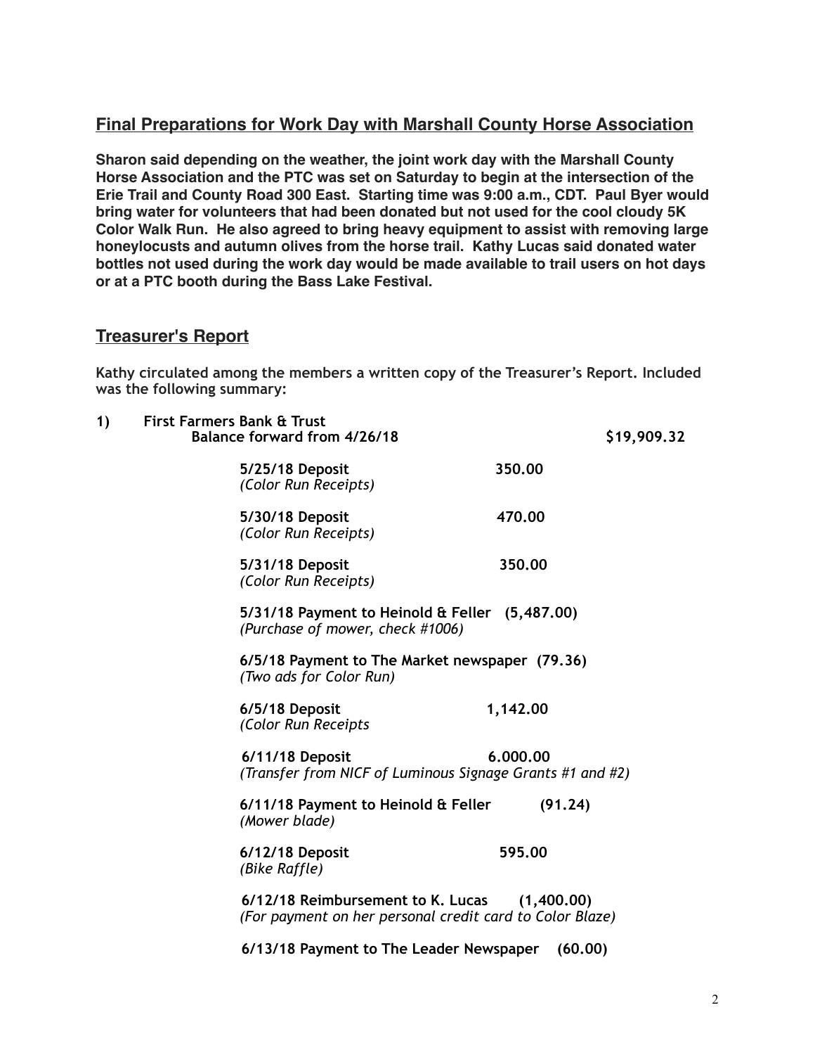## Final Preparations for Work Day with Marshall County Horse Association

**Sharon said depending on the weather, the joint work day with the Marshall County Horse Association and the PTC was set on Saturday to begin at the intersection of the Erie Trail and County Road 300 East. Starting time was 9:00 a.m., CDT. Paul Byer would bring water for volunteers that had been donated but not used for the cool cloudy 5K Color Walk Run. He also agreed to bring heavy equipment to assist with removing large honeylocusts and autumn olives from the horse trail. Kathy Lucas said donated water bottles not used during the work day would be made available to trail users on hot days or at a PTC booth during the Bass Lake Festival.**

## Treasurer's Report

**Kathy circulated among the members a written copy of the Treasurer's Report. Included was the following summary:**

**1) First Farmers Bank & Trust**
**Balance forward from 4/26/18 — $19,909.32**

**5/25/18 Deposit — 350.00**
*(Color Run Receipts)*

**5/30/18 Deposit — 470.00**
*(Color Run Receipts)*

**5/31/18 Deposit — 350.00**
*(Color Run Receipts)*

**5/31/18 Payment to Heinold & Feller (5,487.00)**
*(Purchase of mower, check #1006)*

**6/5/18 Payment to The Market newspaper (79.36)**
*(Two ads for Color Run)*

**6/5/18 Deposit — 1,142.00**
*(Color Run Receipts*

**6/11/18 Deposit — 6.000.00**
*(Transfer from NICF of Luminous Signage Grants #1 and #2)*

**6/11/18 Payment to Heinold & Feller (91.24)**
*(Mower blade)*

**6/12/18 Deposit — 595.00**
*(Bike Raffle)*

**6/12/18 Reimbursement to K. Lucas (1,400.00)**
*(For payment on her personal credit card to Color Blaze)*

**6/13/18 Payment to The Leader Newspaper (60.00)**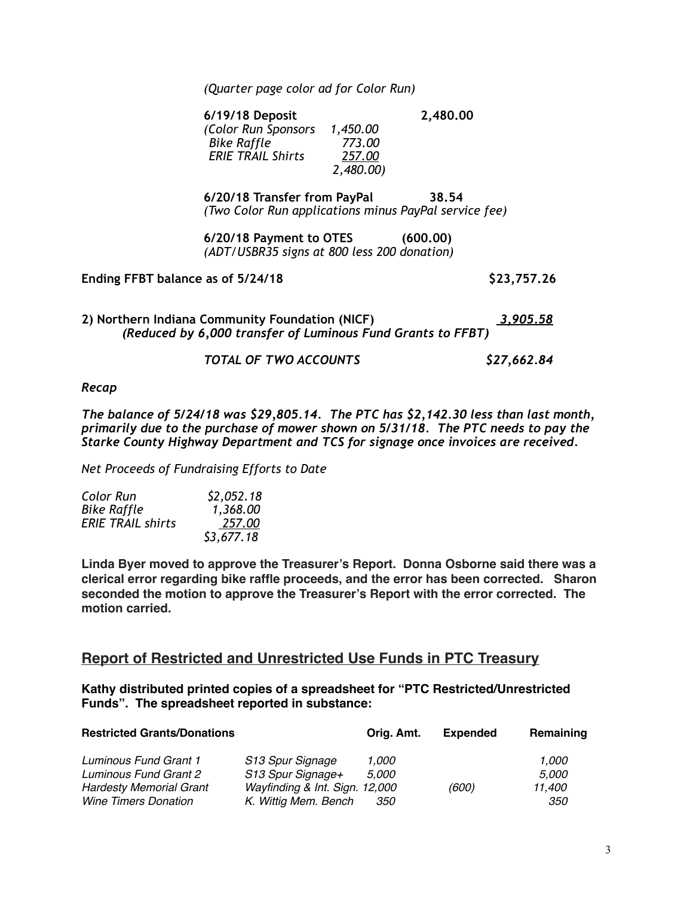*(Quarter page color ad for Color Run)*

**6/19/18 Deposit** **2,480.00**
*(Color Run Sponsors 1,450.00*
*Bike Raffle 773.00*
*ERIE TRAIL Shirts 257.00*
*2,480.00)*

**6/20/18 Transfer from PayPal 38.54**
*(Two Color Run applications minus PayPal service fee)*

**6/20/18 Payment to OTES (600.00)**
*(ADT/USBR35 signs at 800 less 200 donation)*

**Ending FFBT balance as of 5/24/18 $23,757.26**

**2) Northern Indiana Community Foundation (NICF) 3,905.58**
***(Reduced by 6,000 transfer of Luminous Fund Grants to FFBT)***

***TOTAL OF TWO ACCOUNTS $27,662.84***

***Recap***

***The balance of 5/24/18 was $29,805.14. The PTC has $2,142.30 less than last month, primarily due to the purchase of mower shown on 5/31/18. The PTC needs to pay the Starke County Highway Department and TCS for signage once invoices are received.***

*Net Proceeds of Fundraising Efforts to Date*

| | |
|---|---|
| *Color Run* | *$2,052.18* |
| *Bike Raffle* | *1,368.00* |
| *ERIE TRAIL shirts* | *257.00* |
| | *$3,677.18* |

**Linda Byer moved to approve the Treasurer's Report. Donna Osborne said there was a clerical error regarding bike raffle proceeds, and the error has been corrected. Sharon seconded the motion to approve the Treasurer's Report with the error corrected. The motion carried.**

## Report of Restricted and Unrestricted Use Funds in PTC Treasury

**Kathy distributed printed copies of a spreadsheet for "PTC Restricted/Unrestricted Funds". The spreadsheet reported in substance:**

| **Restricted Grants/Donations** | | **Orig. Amt.** | **Expended** | **Remaining** |
|---|---|---|---|---|
| *Luminous Fund Grant 1* | *S13 Spur Signage* | *1,000* | | *1,000* |
| *Luminous Fund Grant 2* | *S13 Spur Signage+* | *5,000* | | *5,000* |
| *Hardesty Memorial Grant* | *Wayfinding & Int. Sign.* | *12,000* | *(600)* | *11,400* |
| *Wine Timers Donation* | *K. Wittig Mem. Bench* | *350* | | *350* |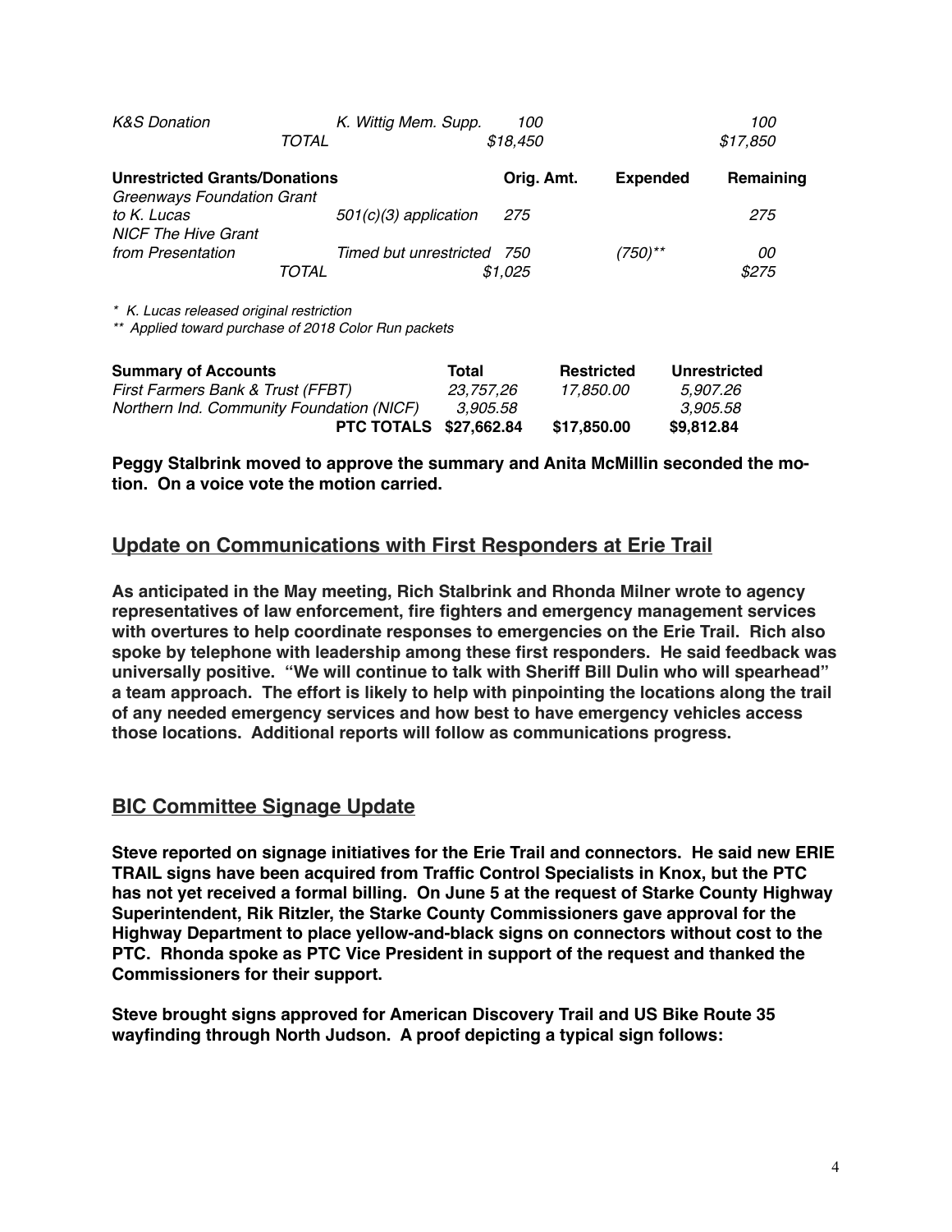| | | | | |
|---|---|---|---|---|
| *K&S Donation* | *K. Wittig Mem. Supp.* | *100* | | *100* |
| *TOTAL* | | *$18,450* | | *$17,850* |

| **Unrestricted Grants/Donations** | | **Orig. Amt.** | **Expended** | **Remaining** |
|---|---|---|---|---|
| *Greenways Foundation Grant to K. Lucas* | *501(c)(3) application* | *275* | | *275* |
| *NICF The Hive Grant from Presentation* | *Timed but unrestricted* | *750* | *(750)*** | *00* |
| *TOTAL* | | *$1,025* | | *$275* |

*\* K. Lucas released original restriction*

*\*\* Applied toward purchase of 2018 Color Run packets*

| **Summary of Accounts** | **Total** | **Restricted** | **Unrestricted** |
|---|---|---|---|
| *First Farmers Bank & Trust (FFBT)* | *23,757,26* | *17,850.00* | *5,907.26* |
| *Northern Ind. Community Foundation (NICF)* | *3,905.58* | | *3,905.58* |
| **PTC TOTALS** | **$27,662.84** | **$17,850.00** | **$9,812.84** |

**Peggy Stalbrink moved to approve the summary and Anita McMillin seconded the motion. On a voice vote the motion carried.**

## Update on Communications with First Responders at Erie Trail

**As anticipated in the May meeting, Rich Stalbrink and Rhonda Milner wrote to agency representatives of law enforcement, fire fighters and emergency management services with overtures to help coordinate responses to emergencies on the Erie Trail. Rich also spoke by telephone with leadership among these first responders. He said feedback was universally positive. "We will continue to talk with Sheriff Bill Dulin who will spearhead" a team approach. The effort is likely to help with pinpointing the locations along the trail of any needed emergency services and how best to have emergency vehicles access those locations. Additional reports will follow as communications progress.**

## BIC Committee Signage Update

**Steve reported on signage initiatives for the Erie Trail and connectors. He said new ERIE TRAIL signs have been acquired from Traffic Control Specialists in Knox, but the PTC has not yet received a formal billing. On June 5 at the request of Starke County Highway Superintendent, Rik Ritzler, the Starke County Commissioners gave approval for the Highway Department to place yellow-and-black signs on connectors without cost to the PTC. Rhonda spoke as PTC Vice President in support of the request and thanked the Commissioners for their support.**

**Steve brought signs approved for American Discovery Trail and US Bike Route 35 wayfinding through North Judson. A proof depicting a typical sign follows:**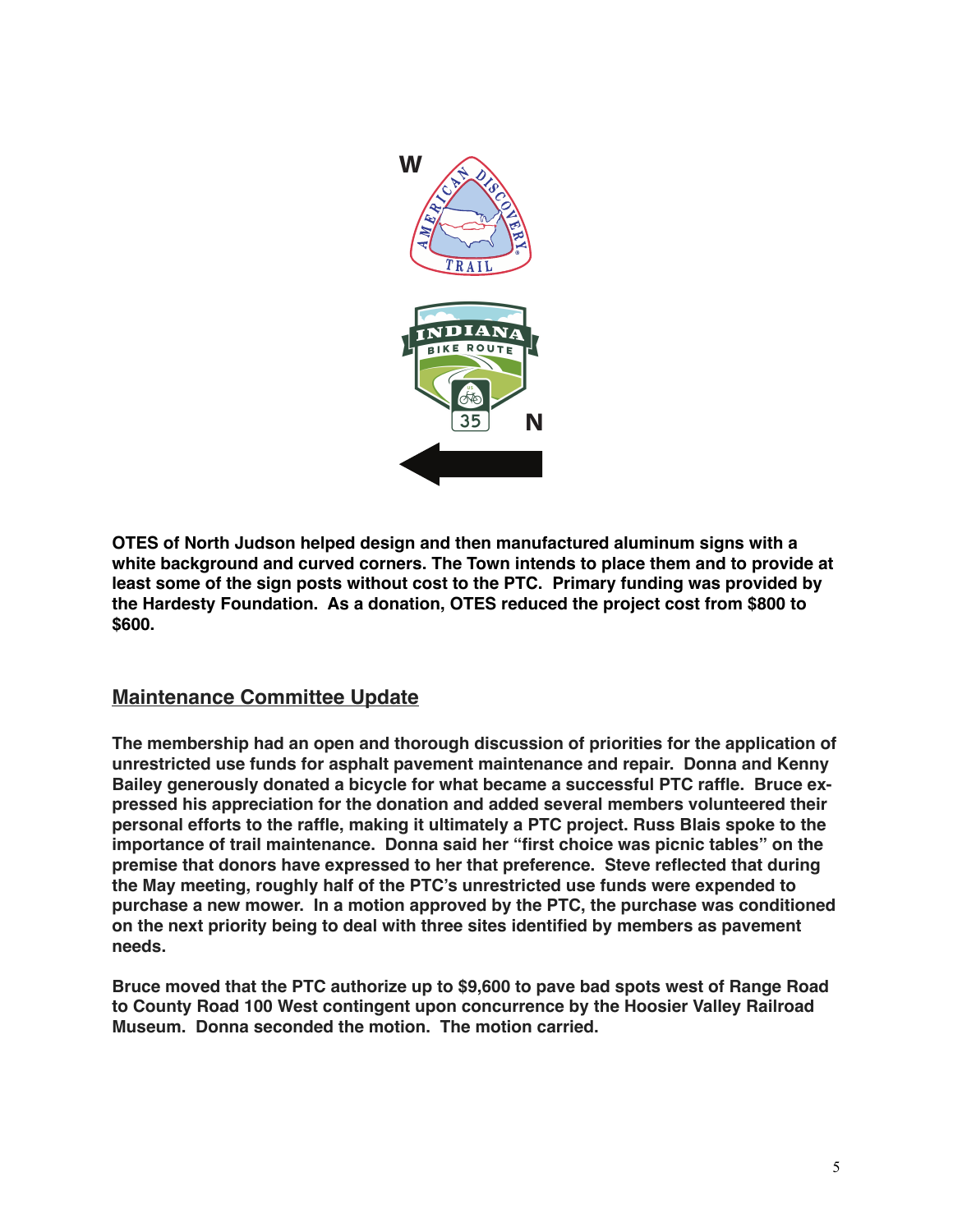W

N

OTES of North Judson helped design and then manufactured aluminum signs with a white background and curved corners. The Town intends to place them and to provide at least some of the sign posts without cost to the PTC. Primary funding was provided by the Hardesty Foundation. As a donation, OTES reduced the project cost from $800 to $600.

## Maintenance Committee Update

The membership had an open and thorough discussion of priorities for the application of unrestricted use funds for asphalt pavement maintenance and repair. Donna and Kenny Bailey generously donated a bicycle for what became a successful PTC raffle. Bruce expressed his appreciation for the donation and added several members volunteered their personal efforts to the raffle, making it ultimately a PTC project. Russ Blais spoke to the importance of trail maintenance. Donna said her "first choice was picnic tables" on the premise that donors have expressed to her that preference. Steve reflected that during the May meeting, roughly half of the PTC's unrestricted use funds were expended to purchase a new mower. In a motion approved by the PTC, the purchase was conditioned on the next priority being to deal with three sites identified by members as pavement needs.

Bruce moved that the PTC authorize up to $9,600 to pave bad spots west of Range Road to County Road 100 West contingent upon concurrence by the Hoosier Valley Railroad Museum. Donna seconded the motion. The motion carried.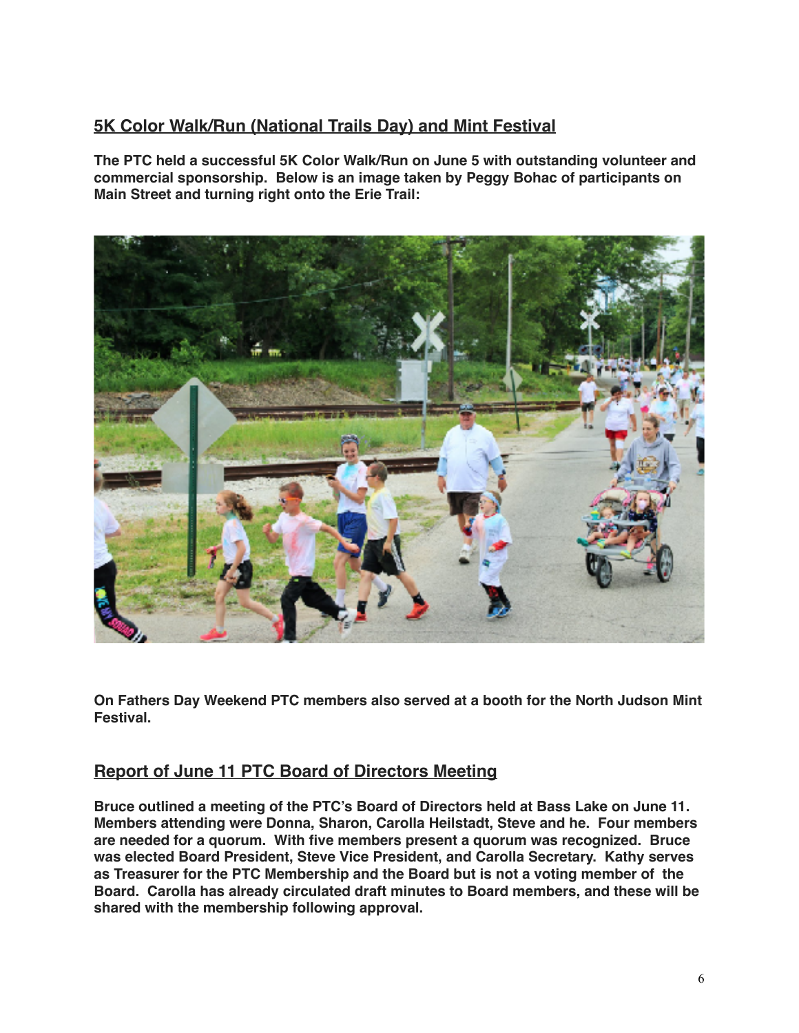## 5K Color Walk/Run (National Trails Day) and Mint Festival

**The PTC held a successful 5K Color Walk/Run on June 5 with outstanding volunteer and commercial sponsorship. Below is an image taken by Peggy Bohac of participants on Main Street and turning right onto the Erie Trail:**

**On Fathers Day Weekend PTC members also served at a booth for the North Judson Mint Festival.**

## Report of June 11 PTC Board of Directors Meeting

**Bruce outlined a meeting of the PTC's Board of Directors held at Bass Lake on June 11. Members attending were Donna, Sharon, Carolla Heilstadt, Steve and he. Four members are needed for a quorum. With five members present a quorum was recognized. Bruce was elected Board President, Steve Vice President, and Carolla Secretary. Kathy serves as Treasurer for the PTC Membership and the Board but is not a voting member of the Board. Carolla has already circulated draft minutes to Board members, and these will be shared with the membership following approval.**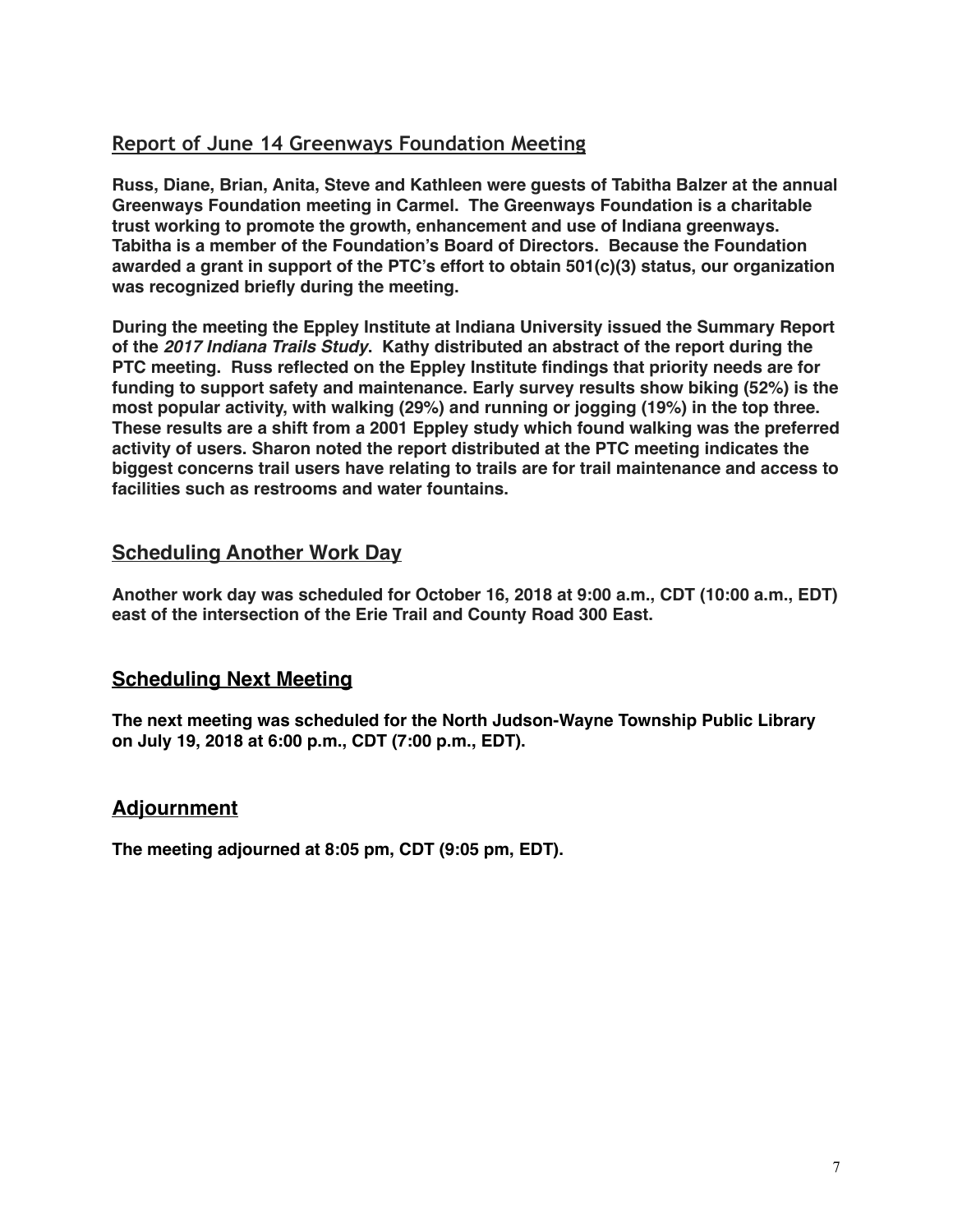## Report of June 14 Greenways Foundation Meeting

**Russ, Diane, Brian, Anita, Steve and Kathleen were guests of Tabitha Balzer at the annual Greenways Foundation meeting in Carmel. The Greenways Foundation is a charitable trust working to promote the growth, enhancement and use of Indiana greenways. Tabitha is a member of the Foundation's Board of Directors. Because the Foundation awarded a grant in support of the PTC's effort to obtain 501(c)(3) status, our organization was recognized briefly during the meeting.**

**During the meeting the Eppley Institute at Indiana University issued the Summary Report of the *2017 Indiana Trails Study*. Kathy distributed an abstract of the report during the PTC meeting. Russ reflected on the Eppley Institute findings that priority needs are for funding to support safety and maintenance. Early survey results show biking (52%) is the most popular activity, with walking (29%) and running or jogging (19%) in the top three. These results are a shift from a 2001 Eppley study which found walking was the preferred activity of users. Sharon noted the report distributed at the PTC meeting indicates the biggest concerns trail users have relating to trails are for trail maintenance and access to facilities such as restrooms and water fountains.**

## Scheduling Another Work Day

**Another work day was scheduled for October 16, 2018 at 9:00 a.m., CDT (10:00 a.m., EDT) east of the intersection of the Erie Trail and County Road 300 East.**

## Scheduling Next Meeting

**The next meeting was scheduled for the North Judson-Wayne Township Public Library on July 19, 2018 at 6:00 p.m., CDT (7:00 p.m., EDT).**

## Adjournment

**The meeting adjourned at 8:05 pm, CDT (9:05 pm, EDT).**